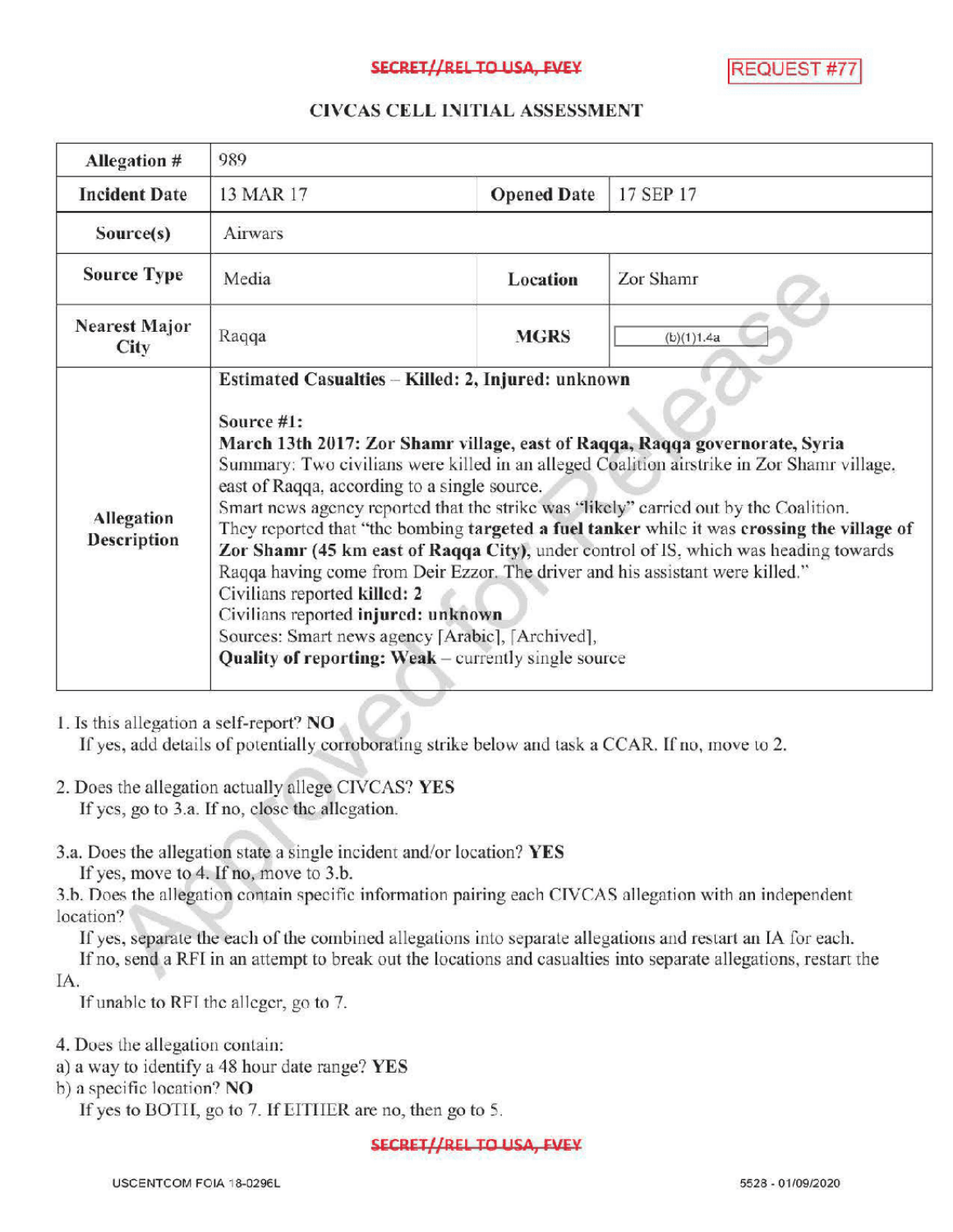SECRET//REL TO USA, FVEY

REQUEST #77

## CIVCAS CELL INITIAL ASSESSMENT

| **Allegation #** | 989 | | |
|---|---|---|---|
| **Incident Date** | 13 MAR 17 | **Opened Date** | 17 SEP 17 |
| **Source(s)** | Airwars | | |
| **Source Type** | Media | **Location** | Zor Shamr |
| **Nearest Major City** | Raqqa | **MGRS** | (b)(1)1.4a |
| **Allegation Description** | **Estimated Casualties – Killed: 2, Injured: unknown**<br><br>**Source #1:**<br>**March 13th 2017: Zor Shamr village, east of Raqqa, Raqqa governorate, Syria**<br>Summary: Two civilians were killed in an alleged Coalition airstrike in Zor Shamr village, east of Raqqa, according to a single source.<br>Smart news agency reported that the strike was "likely" carried out by the Coalition.<br>They reported that "the bombing **targeted** a **fuel tanker** while it was **crossing the village of Zor Shamr (45 km east of Raqqa City)**, under control of IS, which was heading towards Raqqa having come from Deir Ezzor. The driver and his assistant were killed."<br>Civilians reported **killed: 2**<br>Civilians reported **injured: unknown**<br>Sources: Smart news agency [Arabic], [Archived],<br>**Quality of reporting: Weak** – currently single source | | |

1. Is this allegation a self-report? **NO**
   If yes, add details of potentially corroborating strike below and task a CCAR. If no, move to 2.

2. Does the allegation actually allege CIVCAS? **YES**
   If yes, go to 3.a. If no, close the allegation.

3.a. Does the allegation state a single incident and/or location? **YES**
   If yes, move to 4. If no, move to 3.b.

3.b. Does the allegation contain specific information pairing each CIVCAS allegation with an independent location?
   If yes, separate the each of the combined allegations into separate allegations and restart an IA for each.
   If no, send a RFI in an attempt to break out the locations and casualties into separate allegations, restart the IA.
   If unable to RFI the alleger, go to 7.

4. Does the allegation contain:
a) a way to identify a 48 hour date range? **YES**
b) a specific location? **NO**
   If yes to BOTH, go to 7. If EITHER are no, then go to 5.

SECRET//REL TO USA, FVEY

USCENTCOM FOIA 18-0296L    5528 - 01/09/2020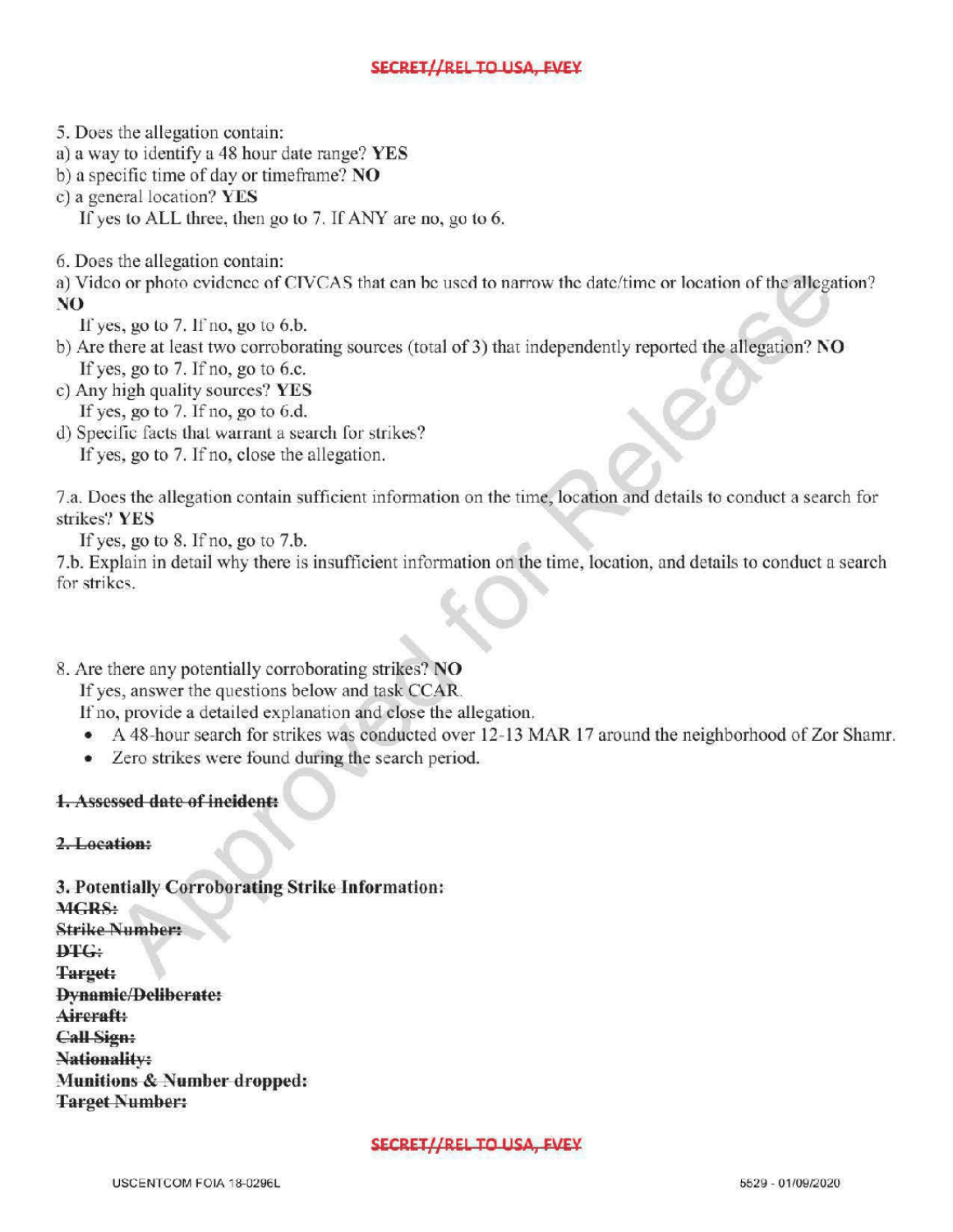5. Does the allegation contain:
a) a way to identify a 48 hour date range? **YES**
b) a specific time of day or timeframe? **NO**
c) a general location? **YES**
   If yes to ALL three, then go to 7. If ANY are no, go to 6.

6. Does the allegation contain:
a) Video or photo evidence of CIVCAS that can be used to narrow the date/time or location of the allegation? **NO**
   If yes, go to 7. If no, go to 6.b.
b) Are there at least two corroborating sources (total of 3) that independently reported the allegation? **NO**
   If yes, go to 7. If no, go to 6.c.
c) Any high quality sources? **YES**
   If yes, go to 7. If no, go to 6.d.
d) Specific facts that warrant a search for strikes?
   If yes, go to 7. If no, close the allegation.

7.a. Does the allegation contain sufficient information on the time, location and details to conduct a search for strikes? **YES**
   If yes, go to 8. If no, go to 7.b.
7.b. Explain in detail why there is insufficient information on the time, location, and details to conduct a search for strikes.

8. Are there any potentially corroborating strikes? **NO**
   If yes, answer the questions below and task CCAR.
   If no, provide a detailed explanation and close the allegation.
   - A 48-hour search for strikes was conducted over 12-13 MAR 17 around the neighborhood of Zor Shamr.
   - Zero strikes were found during the search period.

**~~1. Assessed date of incident:~~**

**~~2. Location:~~**

**3. Potentially Corroborating Strike Information:**
**~~MGRS:~~**
**~~Strike Number:~~**
**~~DTG:~~**
**~~Target:~~**
**~~Dynamic/Deliberate:~~**
**~~Aircraft:~~**
**~~Call Sign:~~**
**~~Nationality:~~**
**Munitions & ~~Number dropped:~~**
**~~Target Number:~~**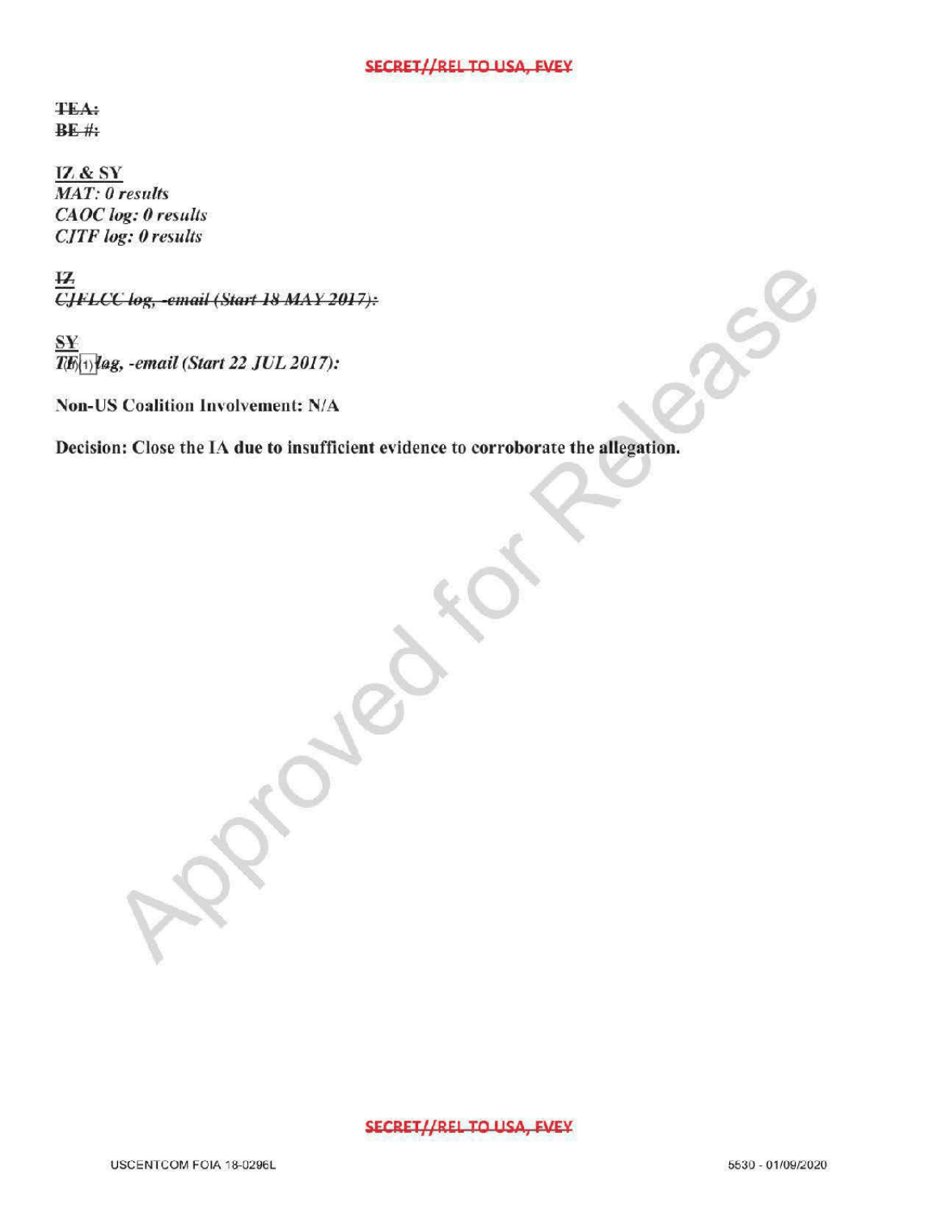~~TEA:~~
~~BE #:~~

<u>IZ & SY</u>
*MAT: 0 results*
*CAOC log: 0 results*
*CJTF log: 0 results*

~~IZ~~
~~*CJFLCC log, -email (Start 18 MAY 2017):*~~

<u>SY</u>
*TF (b)(1) log, -email (Start 22 JUL 2017):*

**Non-US Coalition Involvement: N/A**

**Decision: Close the IA due to insufficient evidence to corroborate the allegation.**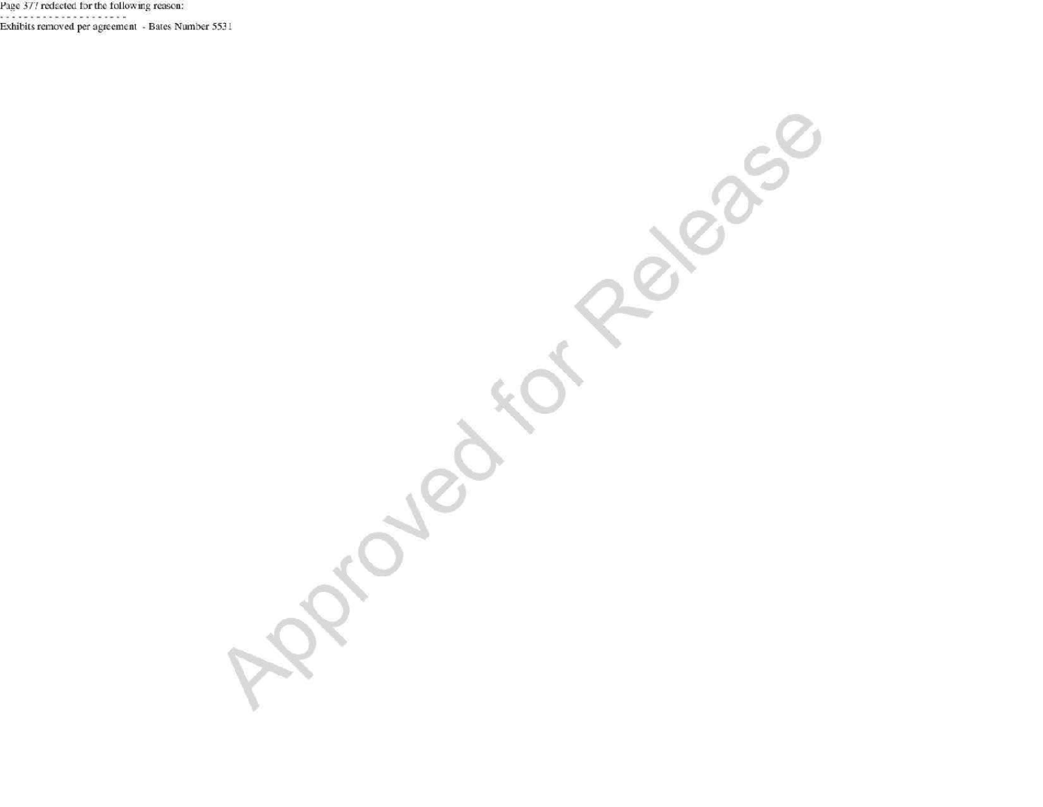Page 377 redacted for the following reason:

- - - - - - - - - - - - - - - - - - - -

Exhibits removed per agreement - Bates Number 5531

Approved for Release